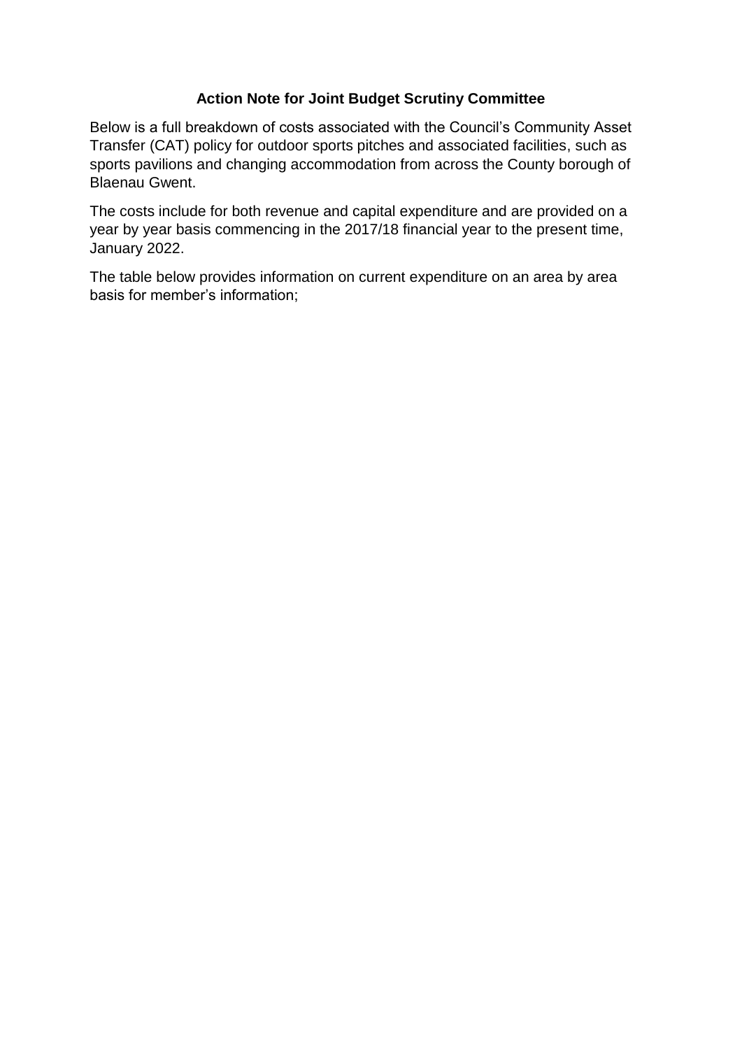## Action Note for Joint Budget Scrutiny Committee

Below is a full breakdown of costs associated with the Council's Community Asset Transfer (CAT) policy for outdoor sports pitches and associated facilities, such as sports pavilions and changing accommodation from across the County borough of Blaenau Gwent.

The costs include for both revenue and capital expenditure and are provided on a year by year basis commencing in the 2017/18 financial year to the present time, January 2022.

The table below provides information on current expenditure on an area by area basis for member's information;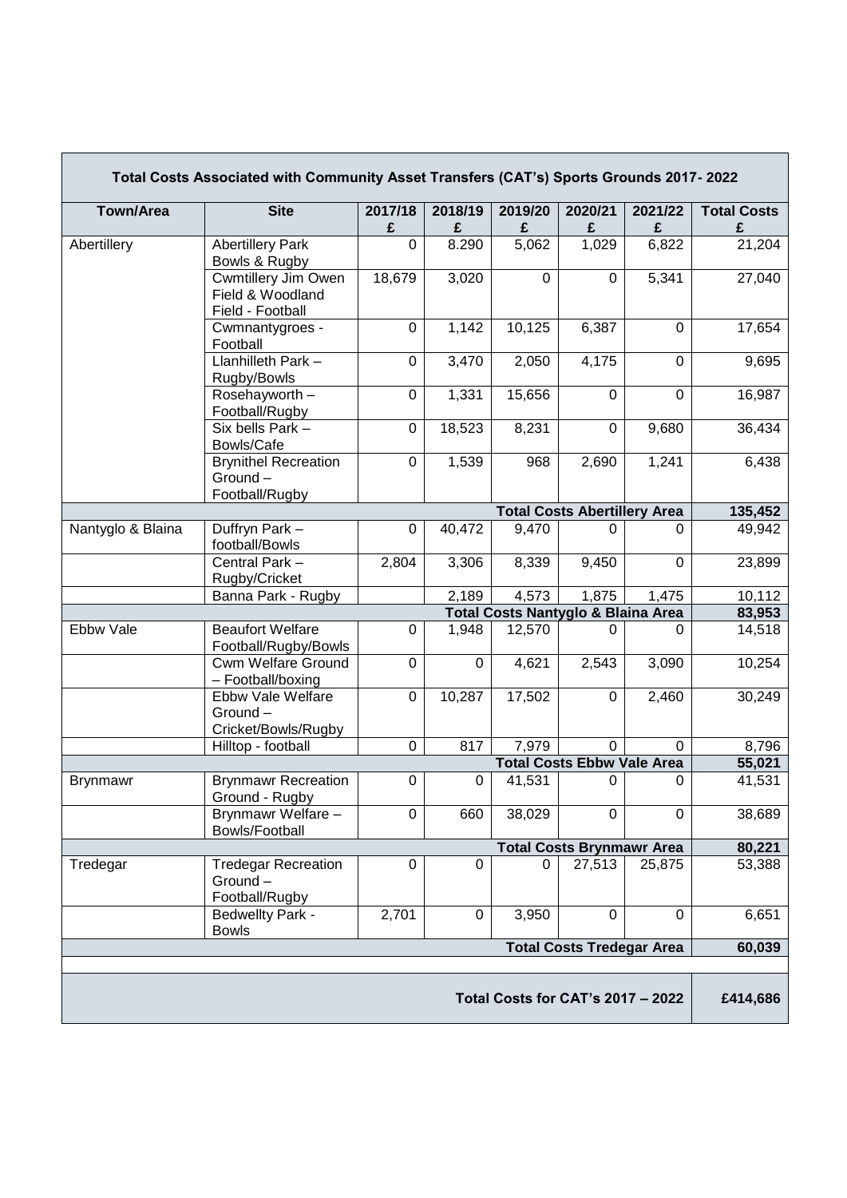| Total Costs Associated with Community Asset Transfers (CAT's) Sports Grounds 2017- 2022 | | | | | | | |
|---|---|---|---|---|---|---|---|
| **Town/Area** | **Site** | **2017/18 £** | **2018/19 £** | **2019/20 £** | **2020/21 £** | **2021/22 £** | **Total Costs £** |
| Abertillery | Abertillery Park Bowls & Rugby | 0 | 8.290 | 5,062 | 1,029 | 6,822 | 21,204 |
| | Cwmtillery Jim Owen Field & Woodland Field - Football | 18,679 | 3,020 | 0 | 0 | 5,341 | 27,040 |
| | Cwmnantygroes - Football | 0 | 1,142 | 10,125 | 6,387 | 0 | 17,654 |
| | Llanhilleth Park – Rugby/Bowls | 0 | 3,470 | 2,050 | 4,175 | 0 | 9,695 |
| | Rosehayworth – Football/Rugby | 0 | 1,331 | 15,656 | 0 | 0 | 16,987 |
| | Six bells Park – Bowls/Cafe | 0 | 18,523 | 8,231 | 0 | 9,680 | 36,434 |
| | Brynithel Recreation Ground – Football/Rugby | 0 | 1,539 | 968 | 2,690 | 1,241 | 6,438 |
| | | | | **Total Costs Abertillery Area** | | | **135,452** |
| Nantyglo & Blaina | Duffryn Park – football/Bowls | 0 | 40,472 | 9,470 | 0 | 0 | 49,942 |
| | Central Park – Rugby/Cricket | 2,804 | 3,306 | 8,339 | 9,450 | 0 | 23,899 |
| | Banna Park - Rugby | | 2,189 | 4,573 | 1,875 | 1,475 | 10,112 |
| | | | | **Total Costs Nantyglo & Blaina Area** | | | **83,953** |
| Ebbw Vale | Beaufort Welfare Football/Rugby/Bowls | 0 | 1,948 | 12,570 | 0 | 0 | 14,518 |
| | Cwm Welfare Ground – Football/boxing | 0 | 0 | 4,621 | 2,543 | 3,090 | 10,254 |
| | Ebbw Vale Welfare Ground – Cricket/Bowls/Rugby | 0 | 10,287 | 17,502 | 0 | 2,460 | 30,249 |
| | Hilltop - football | 0 | 817 | 7,979 | 0 | 0 | 8,796 |
| | | | | **Total Costs Ebbw Vale Area** | | | **55,021** |
| Brynmawr | Brynmawr Recreation Ground - Rugby | 0 | 0 | 41,531 | 0 | 0 | 41,531 |
| | Brynmawr Welfare – Bowls/Football | 0 | 660 | 38,029 | 0 | 0 | 38,689 |
| | | | | **Total Costs Brynmawr Area** | | | **80,221** |
| Tredegar | Tredegar Recreation Ground – Football/Rugby | 0 | 0 | 0 | 27,513 | 25,875 | 53,388 |
| | Bedwellty Park - Bowls | 2,701 | 0 | 3,950 | 0 | 0 | 6,651 |
| | | | | **Total Costs Tredegar Area** | | | **60,039** |
| | | | | | | | |
| | | | | **Total Costs for CAT's 2017 – 2022** | | | **£414,686** |